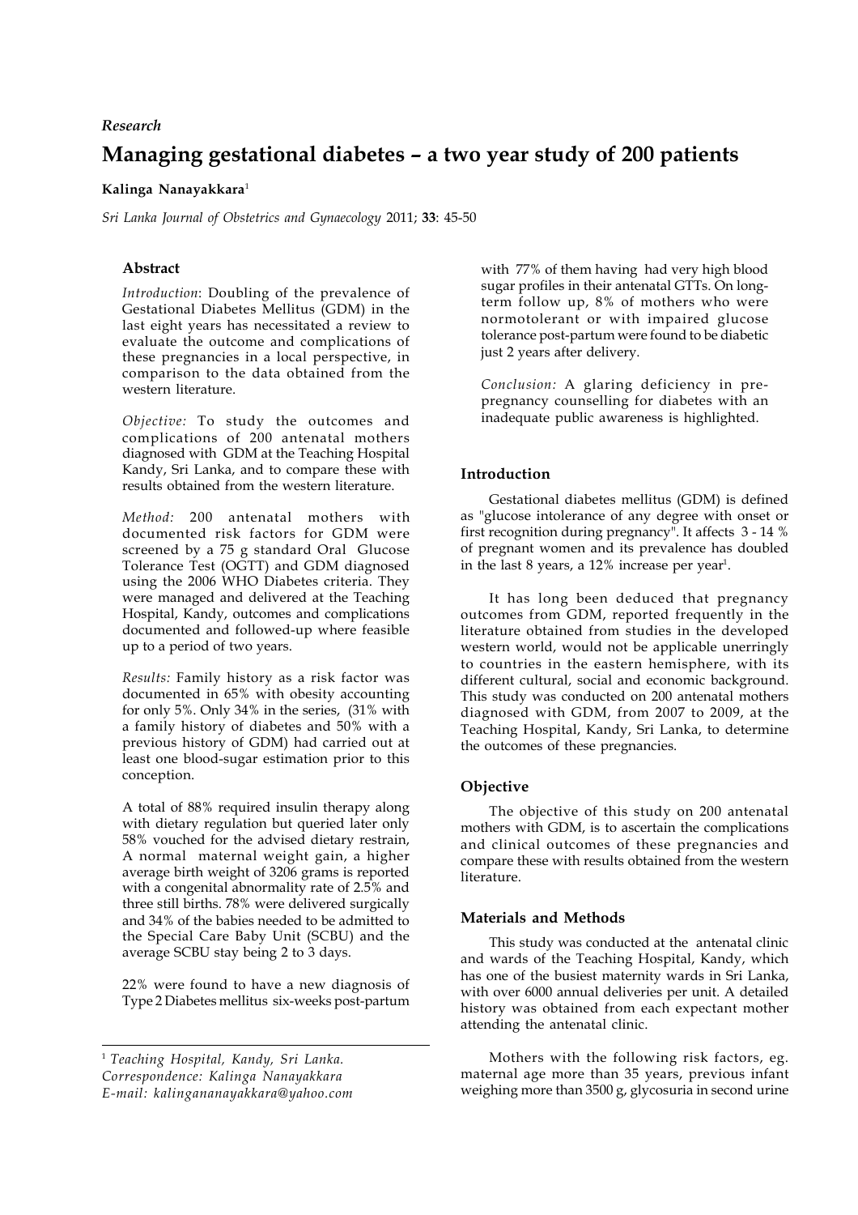*Research*

# Managing gestational diabetes – a two year study of 200 patients

**Kalinga Nanayakkara**[1]

*Sri Lanka Journal of Obstetrics and Gynaecology* 2011; **33**: 45-50

## Abstract

*Introduction*: Doubling of the prevalence of Gestational Diabetes Mellitus (GDM) in the last eight years has necessitated a review to evaluate the outcome and complications of these pregnancies in a local perspective, in comparison to the data obtained from the western literature.

*Objective:* To study the outcomes and complications of 200 antenatal mothers diagnosed with GDM at the Teaching Hospital Kandy, Sri Lanka, and to compare these with results obtained from the western literature.

*Method:* 200 antenatal mothers with documented risk factors for GDM were screened by a 75 g standard Oral Glucose Tolerance Test (OGTT) and GDM diagnosed using the 2006 WHO Diabetes criteria. They were managed and delivered at the Teaching Hospital, Kandy, outcomes and complications documented and followed-up where feasible up to a period of two years.

*Results:* Family history as a risk factor was documented in 65% with obesity accounting for only 5%. Only 34% in the series, (31% with a family history of diabetes and 50% with a previous history of GDM) had carried out at least one blood-sugar estimation prior to this conception.

A total of 88% required insulin therapy along with dietary regulation but queried later only 58% vouched for the advised dietary restrain, A normal maternal weight gain, a higher average birth weight of 3206 grams is reported with a congenital abnormality rate of 2.5% and three still births. 78% were delivered surgically and 34% of the babies needed to be admitted to the Special Care Baby Unit (SCBU) and the average SCBU stay being 2 to 3 days.

22% were found to have a new diagnosis of Type 2 Diabetes mellitus six-weeks post-partum with 77% of them having had very high blood sugar profiles in their antenatal GTTs. On long-term follow up, 8% of mothers who were normotolerant or with impaired glucose tolerance post-partum were found to be diabetic just 2 years after delivery.

*Conclusion:* A glaring deficiency in pre-pregnancy counselling for diabetes with an inadequate public awareness is highlighted.

## Introduction

Gestational diabetes mellitus (GDM) is defined as "glucose intolerance of any degree with onset or first recognition during pregnancy". It affects 3 - 14 % of pregnant women and its prevalence has doubled in the last 8 years, a 12% increase per year[1].

It has long been deduced that pregnancy outcomes from GDM, reported frequently in the literature obtained from studies in the developed western world, would not be applicable unerringly to countries in the eastern hemisphere, with its different cultural, social and economic background. This study was conducted on 200 antenatal mothers diagnosed with GDM, from 2007 to 2009, at the Teaching Hospital, Kandy, Sri Lanka, to determine the outcomes of these pregnancies.

## Objective

The objective of this study on 200 antenatal mothers with GDM, is to ascertain the complications and clinical outcomes of these pregnancies and compare these with results obtained from the western literature.

## Materials and Methods

This study was conducted at the antenatal clinic and wards of the Teaching Hospital, Kandy, which has one of the busiest maternity wards in Sri Lanka, with over 6000 annual deliveries per unit. A detailed history was obtained from each expectant mother attending the antenatal clinic.

Mothers with the following risk factors, eg. maternal age more than 35 years, previous infant weighing more than 3500 g, glycosuria in second urine

---

[1] *Teaching Hospital, Kandy, Sri Lanka.*
*Correspondence: Kalinga Nanayakkara*
*E-mail: kalingananayakkara@yahoo.com*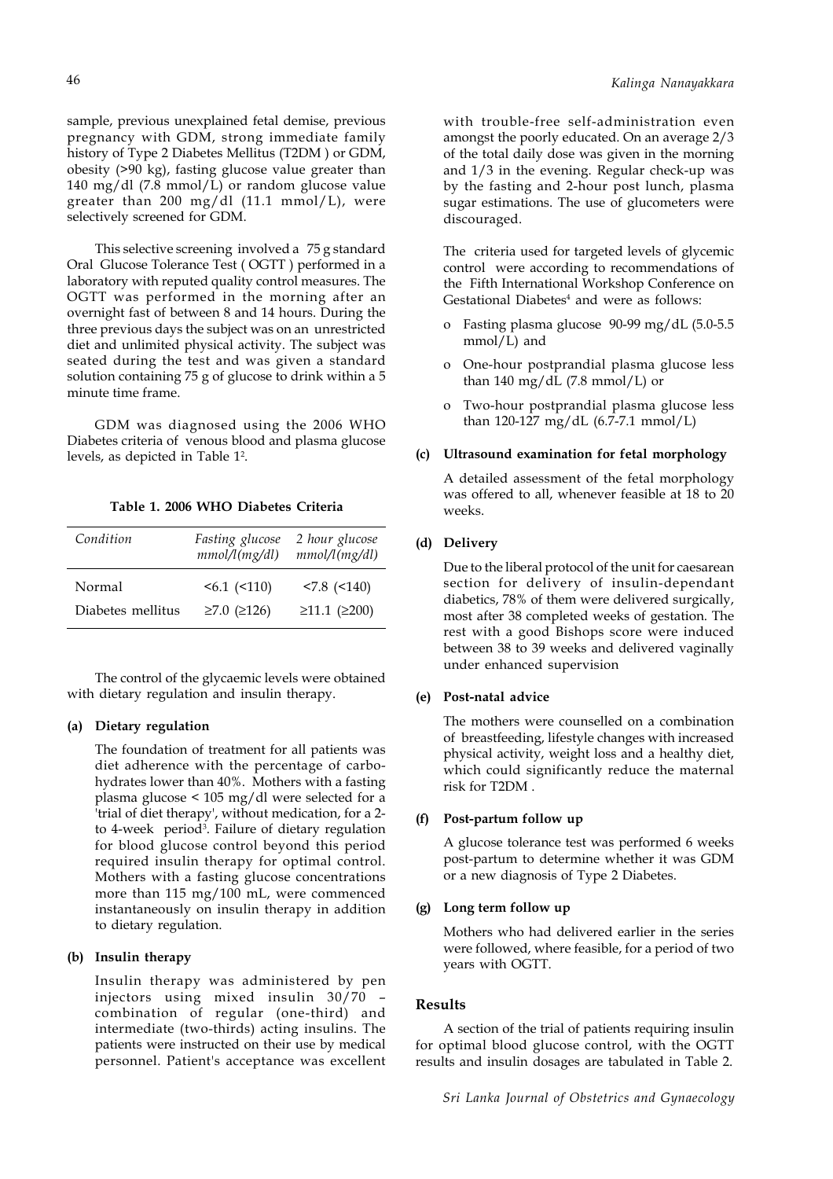sample, previous unexplained fetal demise, previous pregnancy with GDM, strong immediate family history of Type 2 Diabetes Mellitus (T2DM ) or GDM, obesity (>90 kg), fasting glucose value greater than 140 mg/dl (7.8 mmol/L) or random glucose value greater than 200 mg/dl (11.1 mmol/L), were selectively screened for GDM.

This selective screening involved a 75 g standard Oral Glucose Tolerance Test ( OGTT ) performed in a laboratory with reputed quality control measures. The OGTT was performed in the morning after an overnight fast of between 8 and 14 hours. During the three previous days the subject was on an unrestricted diet and unlimited physical activity. The subject was seated during the test and was given a standard solution containing 75 g of glucose to drink within a 5 minute time frame.

GDM was diagnosed using the 2006 WHO Diabetes criteria of venous blood and plasma glucose levels, as depicted in Table 1[2].

**Table 1. 2006 WHO Diabetes Criteria**

| *Condition* | *Fasting glucose mmol/l(mg/dl)* | *2 hour glucose mmol/l(mg/dl)* |
|---|---|---|
| Normal | <6.1 (<110) | <7.8 (<140) |
| Diabetes mellitus | ≥7.0 (≥126) | ≥11.1 (≥200) |

The control of the glycaemic levels were obtained with dietary regulation and insulin therapy.

**(a) Dietary regulation**

The foundation of treatment for all patients was diet adherence with the percentage of carbohydrates lower than 40%. Mothers with a fasting plasma glucose < 105 mg/dl were selected for a 'trial of diet therapy', without medication, for a 2-to 4-week period[3]. Failure of dietary regulation for blood glucose control beyond this period required insulin therapy for optimal control. Mothers with a fasting glucose concentrations more than 115 mg/100 mL, were commenced instantaneously on insulin therapy in addition to dietary regulation.

**(b) Insulin therapy**

Insulin therapy was administered by pen injectors using mixed insulin 30/70 – combination of regular (one-third) and intermediate (two-thirds) acting insulins. The patients were instructed on their use by medical personnel. Patient's acceptance was excellent with trouble-free self-administration even amongst the poorly educated. On an average 2/3 of the total daily dose was given in the morning and 1/3 in the evening. Regular check-up was by the fasting and 2-hour post lunch, plasma sugar estimations. The use of glucometers were discouraged.

The criteria used for targeted levels of glycemic control were according to recommendations of the Fifth International Workshop Conference on Gestational Diabetes[4] and were as follows:

- o Fasting plasma glucose 90-99 mg/dL (5.0-5.5 mmol/L) and
- o One-hour postprandial plasma glucose less than 140 mg/dL (7.8 mmol/L) or
- o Two-hour postprandial plasma glucose less than 120-127 mg/dL (6.7-7.1 mmol/L)

**(c) Ultrasound examination for fetal morphology**

A detailed assessment of the fetal morphology was offered to all, whenever feasible at 18 to 20 weeks.

**(d) Delivery**

Due to the liberal protocol of the unit for caesarean section for delivery of insulin-dependant diabetics, 78% of them were delivered surgically, most after 38 completed weeks of gestation. The rest with a good Bishops score were induced between 38 to 39 weeks and delivered vaginally under enhanced supervision

**(e) Post-natal advice**

The mothers were counselled on a combination of breastfeeding, lifestyle changes with increased physical activity, weight loss and a healthy diet, which could significantly reduce the maternal risk for T2DM .

**(f) Post-partum follow up**

A glucose tolerance test was performed 6 weeks post-partum to determine whether it was GDM or a new diagnosis of Type 2 Diabetes.

**(g) Long term follow up**

Mothers who had delivered earlier in the series were followed, where feasible, for a period of two years with OGTT.

## Results

A section of the trial of patients requiring insulin for optimal blood glucose control, with the OGTT results and insulin dosages are tabulated in Table 2.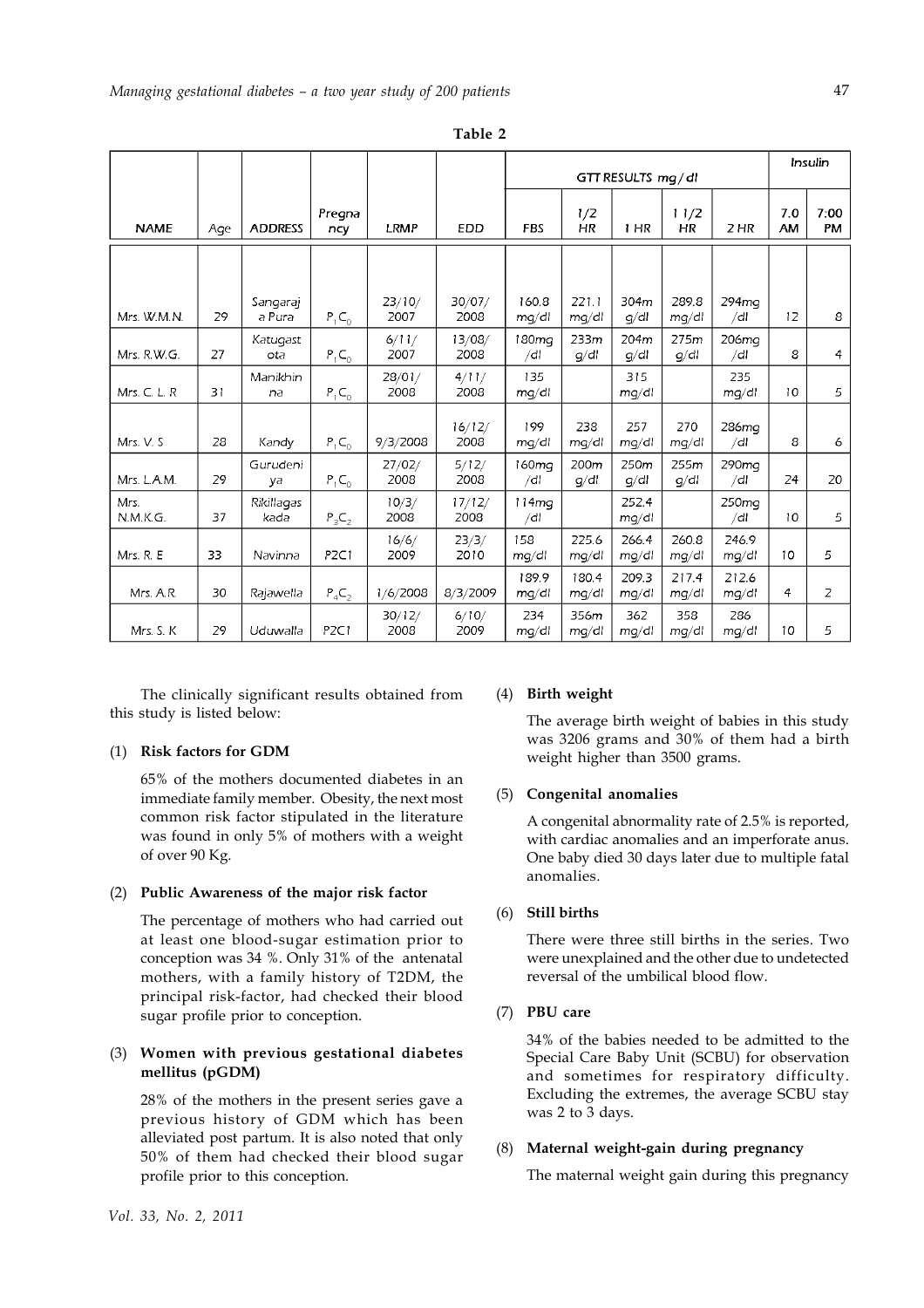**Table 2**

| NAME | Age | ADDRESS | Pregnancy | LRMP | EDD | GTT RESULTS mg/dl | | | | | Insulin | |
|---|---|---|---|---|---|---|---|---|---|---|---|---|
| | | | | | | FBS | 1/2 HR | 1 HR | 1 1/2 HR | 2 HR | 7.0 AM | 7:00 PM |
| Mrs. W.M.N. | 29 | Sangaraja Pura | $P_1C_0$ | 23/10/2007 | 30/07/2008 | 160.8 mg/dl | 221.1 mg/dl | 304mg/dl | 289.8 mg/dl | 294mg/dl | 12 | 8 |
| Mrs. R.W.G. | 27 | Katugastota | $P_1C_0$ | 6/11/2007 | 13/08/2008 | 180mg/dl | 233mg/dl | 204mg/dl | 275mg/dl | 206mg/dl | 8 | 4 |
| Mrs. C. L. R | 31 | Manikhinna | $P_1C_0$ | 28/01/2008 | 4/11/2008 | 135 mg/dl | | 315 mg/dl | | 235 mg/dl | 10 | 5 |
| Mrs. V. S | 28 | Kandy | $P_1C_0$ | 9/3/2008 | 16/12/2008 | 199 mg/dl | 238 mg/dl | 257 mg/dl | 270 mg/dl | 286mg/dl | 8 | 6 |
| Mrs. L.A.M. | 29 | Gurudeniya | $P_1C_0$ | 27/02/2008 | 5/12/2008 | 160mg/dl | 200mg/dl | 250mg/dl | 255mg/dl | 290mg/dl | 24 | 20 |
| Mrs. N.M.K.G. | 37 | Rikillagaskada | $P_3C_2$ | 10/3/2008 | 17/12/2008 | 114mg/dl | | 252.4 mg/dl | | 250mg/dl | 10 | 5 |
| Mrs. R. E | 33 | Navinna | P2C1 | 16/6/2009 | 23/3/2010 | 158 mg/dl | 225.6 mg/dl | 266.4 mg/dl | 260.8 mg/dl | 246.9 mg/dl | 10 | 5 |
| Mrs. A.R. | 30 | Rajawella | $P_4C_2$ | 1/6/2008 | 8/3/2009 | 189.9 mg/dl | 180.4 mg/dl | 209.3 mg/dl | 217.4 mg/dl | 212.6 mg/dl | 4 | 2 |
| Mrs. S. K | 29 | Uduwalla | P2C1 | 30/12/2008 | 6/10/2009 | 234 mg/dl | 356mg/dl | 362 mg/dl | 358 mg/dl | 286 mg/dl | 10 | 5 |

The clinically significant results obtained from this study is listed below:

(1) **Risk factors for GDM**

65% of the mothers documented diabetes in an immediate family member. Obesity, the next most common risk factor stipulated in the literature was found in only 5% of mothers with a weight of over 90 Kg.

(2) **Public Awareness of the major risk factor**

The percentage of mothers who had carried out at least one blood-sugar estimation prior to conception was 34 %. Only 31% of the antenatal mothers, with a family history of T2DM, the principal risk-factor, had checked their blood sugar profile prior to conception.

(3) **Women with previous gestational diabetes mellitus (pGDM)**

28% of the mothers in the present series gave a previous history of GDM which has been alleviated post partum. It is also noted that only 50% of them had checked their blood sugar profile prior to this conception.

(4) **Birth weight**

The average birth weight of babies in this study was 3206 grams and 30% of them had a birth weight higher than 3500 grams.

(5) **Congenital anomalies**

A congenital abnormality rate of 2.5% is reported, with cardiac anomalies and an imperforate anus. One baby died 30 days later due to multiple fatal anomalies.

(6) **Still births**

There were three still births in the series. Two were unexplained and the other due to undetected reversal of the umbilical blood flow.

(7) **PBU care**

34% of the babies needed to be admitted to the Special Care Baby Unit (SCBU) for observation and sometimes for respiratory difficulty. Excluding the extremes, the average SCBU stay was 2 to 3 days.

(8) **Maternal weight-gain during pregnancy**

The maternal weight gain during this pregnancy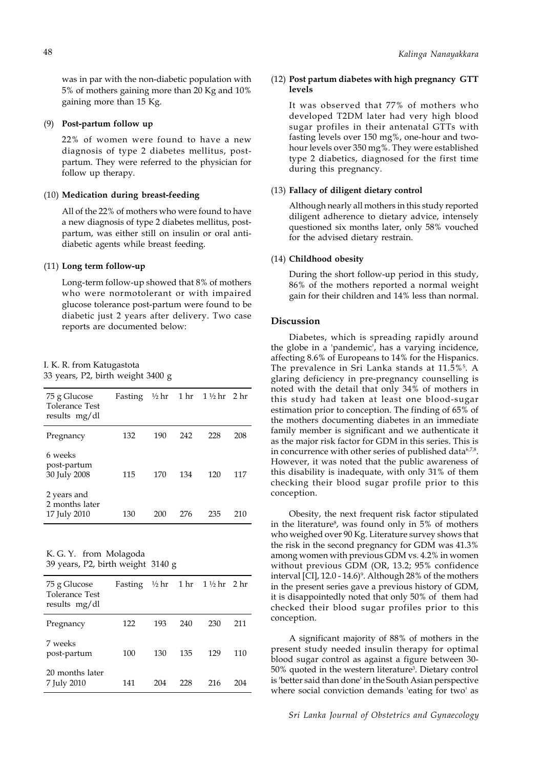was in par with the non-diabetic population with 5% of mothers gaining more than 20 Kg and 10% gaining more than 15 Kg.

(9) **Post-partum follow up**

22% of women were found to have a new diagnosis of type 2 diabetes mellitus, post-partum. They were referred to the physician for follow up therapy.

(10) **Medication during breast-feeding**

All of the 22% of mothers who were found to have a new diagnosis of type 2 diabetes mellitus, post-partum, was either still on insulin or oral anti-diabetic agents while breast feeding.

(11) **Long term follow-up**

Long-term follow-up showed that 8% of mothers who were normotolerant or with impaired glucose tolerance post-partum were found to be diabetic just 2 years after delivery. Two case reports are documented below:

I. K. R. from Katugastota
33 years, P2, birth weight 3400 g

| 75 g Glucose Tolerance Test results mg/dl | Fasting | ½ hr | 1 hr | 1 ½ hr | 2 hr |
|---|---|---|---|---|---|
| Pregnancy | 132 | 190 | 242 | 228 | 208 |
| 6 weeks post-partum 30 July 2008 | 115 | 170 | 134 | 120 | 117 |
| 2 years and 2 months later 17 July 2010 | 130 | 200 | 276 | 235 | 210 |

K. G. Y. from Molagoda
39 years, P2, birth weight 3140 g

| 75 g Glucose Tolerance Test results mg/dl | Fasting | ½ hr | 1 hr | 1 ½ hr | 2 hr |
|---|---|---|---|---|---|
| Pregnancy | 122 | 193 | 240 | 230 | 211 |
| 7 weeks post-partum | 100 | 130 | 135 | 129 | 110 |
| 20 months later 7 July 2010 | 141 | 204 | 228 | 216 | 204 |

(12) **Post partum diabetes with high pregnancy GTT levels**

It was observed that 77% of mothers who developed T2DM later had very high blood sugar profiles in their antenatal GTTs with fasting levels over 150 mg%, one-hour and two-hour levels over 350 mg%. They were established type 2 diabetics, diagnosed for the first time during this pregnancy.

(13) **Fallacy of diligent dietary control**

Although nearly all mothers in this study reported diligent adherence to dietary advice, intensely questioned six months later, only 58% vouched for the advised dietary restrain.

(14) **Childhood obesity**

During the short follow-up period in this study, 86% of the mothers reported a normal weight gain for their children and 14% less than normal.

## Discussion

Diabetes, which is spreading rapidly around the globe in a 'pandemic', has a varying incidence, affecting 8.6% of Europeans to 14% for the Hispanics. The prevalence in Sri Lanka stands at 11.5%[5]. A glaring deficiency in pre-pregnancy counselling is noted with the detail that only 34% of mothers in this study had taken at least one blood-sugar estimation prior to conception. The finding of 65% of the mothers documenting diabetes in an immediate family member is significant and we authenticate it as the major risk factor for GDM in this series. This is in concurrence with other series of published data[6,7,8]. However, it was noted that the public awareness of this disability is inadequate, with only 31% of them checking their blood sugar profile prior to this conception.

Obesity, the next frequent risk factor stipulated in the literature[8], was found only in 5% of mothers who weighed over 90 Kg. Literature survey shows that the risk in the second pregnancy for GDM was 41.3% among women with previous GDM vs. 4.2% in women without previous GDM (OR, 13.2; 95% confidence interval [CI], 12.0 - 14.6)[9]. Although 28% of the mothers in the present series gave a previous history of GDM, it is disappointedly noted that only 50% of them had checked their blood sugar profiles prior to this conception.

A significant majority of 88% of mothers in the present study needed insulin therapy for optimal blood sugar control as against a figure between 30-50% quoted in the western literature[3]. Dietary control is 'better said than done' in the South Asian perspective where social conviction demands 'eating for two' as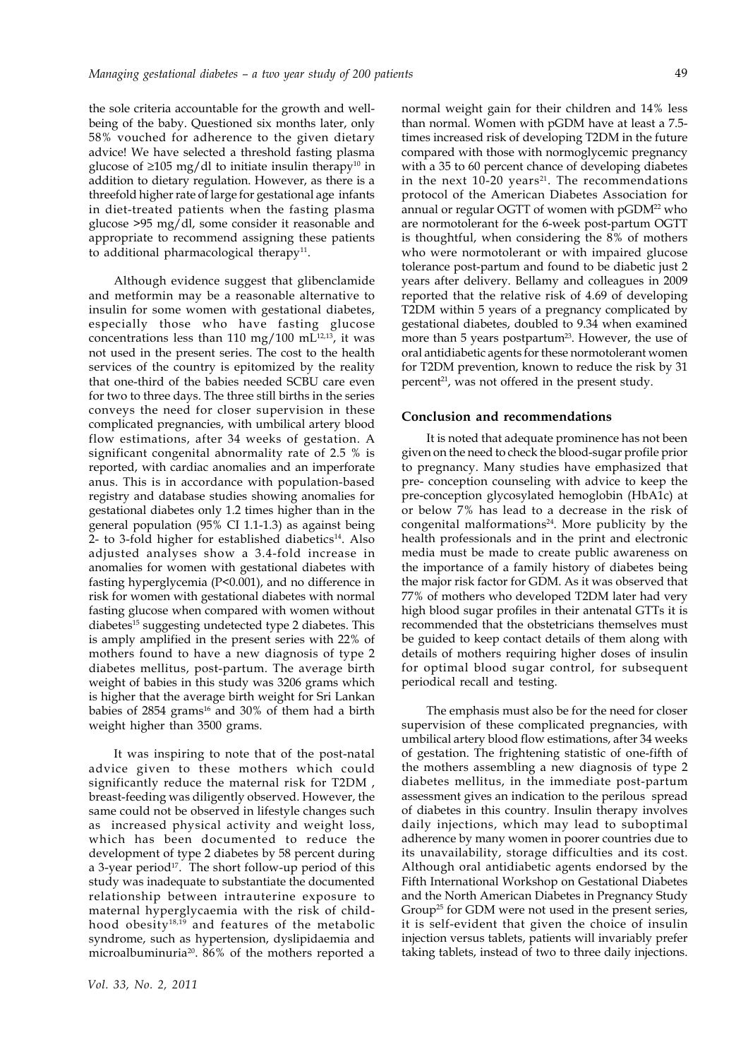the sole criteria accountable for the growth and well-being of the baby. Questioned six months later, only 58% vouched for adherence to the given dietary advice! We have selected a threshold fasting plasma glucose of ≥105 mg/dl to initiate insulin therapy[10] in addition to dietary regulation. However, as there is a threefold higher rate of large for gestational age infants in diet-treated patients when the fasting plasma glucose >95 mg/dl, some consider it reasonable and appropriate to recommend assigning these patients to additional pharmacological therapy[11].

Although evidence suggest that glibenclamide and metformin may be a reasonable alternative to insulin for some women with gestational diabetes, especially those who have fasting glucose concentrations less than 110 mg/100 mL[12,13], it was not used in the present series. The cost to the health services of the country is epitomized by the reality that one-third of the babies needed SCBU care even for two to three days. The three still births in the series conveys the need for closer supervision in these complicated pregnancies, with umbilical artery blood flow estimations, after 34 weeks of gestation. A significant congenital abnormality rate of 2.5 % is reported, with cardiac anomalies and an imperforate anus. This is in accordance with population-based registry and database studies showing anomalies for gestational diabetes only 1.2 times higher than in the general population (95% CI 1.1-1.3) as against being 2- to 3-fold higher for established diabetics[14]. Also adjusted analyses show a 3.4-fold increase in anomalies for women with gestational diabetes with fasting hyperglycemia (P<0.001), and no difference in risk for women with gestational diabetes with normal fasting glucose when compared with women without diabetes[15] suggesting undetected type 2 diabetes. This is amply amplified in the present series with 22% of mothers found to have a new diagnosis of type 2 diabetes mellitus, post-partum. The average birth weight of babies in this study was 3206 grams which is higher that the average birth weight for Sri Lankan babies of 2854 grams[16] and 30% of them had a birth weight higher than 3500 grams.

It was inspiring to note that of the post-natal advice given to these mothers which could significantly reduce the maternal risk for T2DM , breast-feeding was diligently observed. However, the same could not be observed in lifestyle changes such as increased physical activity and weight loss, which has been documented to reduce the development of type 2 diabetes by 58 percent during a 3-year period[17]. The short follow-up period of this study was inadequate to substantiate the documented relationship between intrauterine exposure to maternal hyperglycaemia with the risk of child-hood obesity[18,19] and features of the metabolic syndrome, such as hypertension, dyslipidaemia and microalbuminuria[20]. 86% of the mothers reported a normal weight gain for their children and 14% less than normal. Women with pGDM have at least a 7.5-times increased risk of developing T2DM in the future compared with those with normoglycemic pregnancy with a 35 to 60 percent chance of developing diabetes in the next 10-20 years[21]. The recommendations protocol of the American Diabetes Association for annual or regular OGTT of women with pGDM[22] who are normotolerant for the 6-week post-partum OGTT is thoughtful, when considering the 8% of mothers who were normotolerant or with impaired glucose tolerance post-partum and found to be diabetic just 2 years after delivery. Bellamy and colleagues in 2009 reported that the relative risk of 4.69 of developing T2DM within 5 years of a pregnancy complicated by gestational diabetes, doubled to 9.34 when examined more than 5 years postpartum[23]. However, the use of oral antidiabetic agents for these normotolerant women for T2DM prevention, known to reduce the risk by 31 percent[21], was not offered in the present study.

## Conclusion and recommendations

It is noted that adequate prominence has not been given on the need to check the blood-sugar profile prior to pregnancy. Many studies have emphasized that pre- conception counseling with advice to keep the pre-conception glycosylated hemoglobin (HbA1c) at or below 7% has lead to a decrease in the risk of congenital malformations[24]. More publicity by the health professionals and in the print and electronic media must be made to create public awareness on the importance of a family history of diabetes being the major risk factor for GDM. As it was observed that 77% of mothers who developed T2DM later had very high blood sugar profiles in their antenatal GTTs it is recommended that the obstetricians themselves must be guided to keep contact details of them along with details of mothers requiring higher doses of insulin for optimal blood sugar control, for subsequent periodical recall and testing.

The emphasis must also be for the need for closer supervision of these complicated pregnancies, with umbilical artery blood flow estimations, after 34 weeks of gestation. The frightening statistic of one-fifth of the mothers assembling a new diagnosis of type 2 diabetes mellitus, in the immediate post-partum assessment gives an indication to the perilous spread of diabetes in this country. Insulin therapy involves daily injections, which may lead to suboptimal adherence by many women in poorer countries due to its unavailability, storage difficulties and its cost. Although oral antidiabetic agents endorsed by the Fifth International Workshop on Gestational Diabetes and the North American Diabetes in Pregnancy Study Group[25] for GDM were not used in the present series, it is self-evident that given the choice of insulin injection versus tablets, patients will invariably prefer taking tablets, instead of two to three daily injections.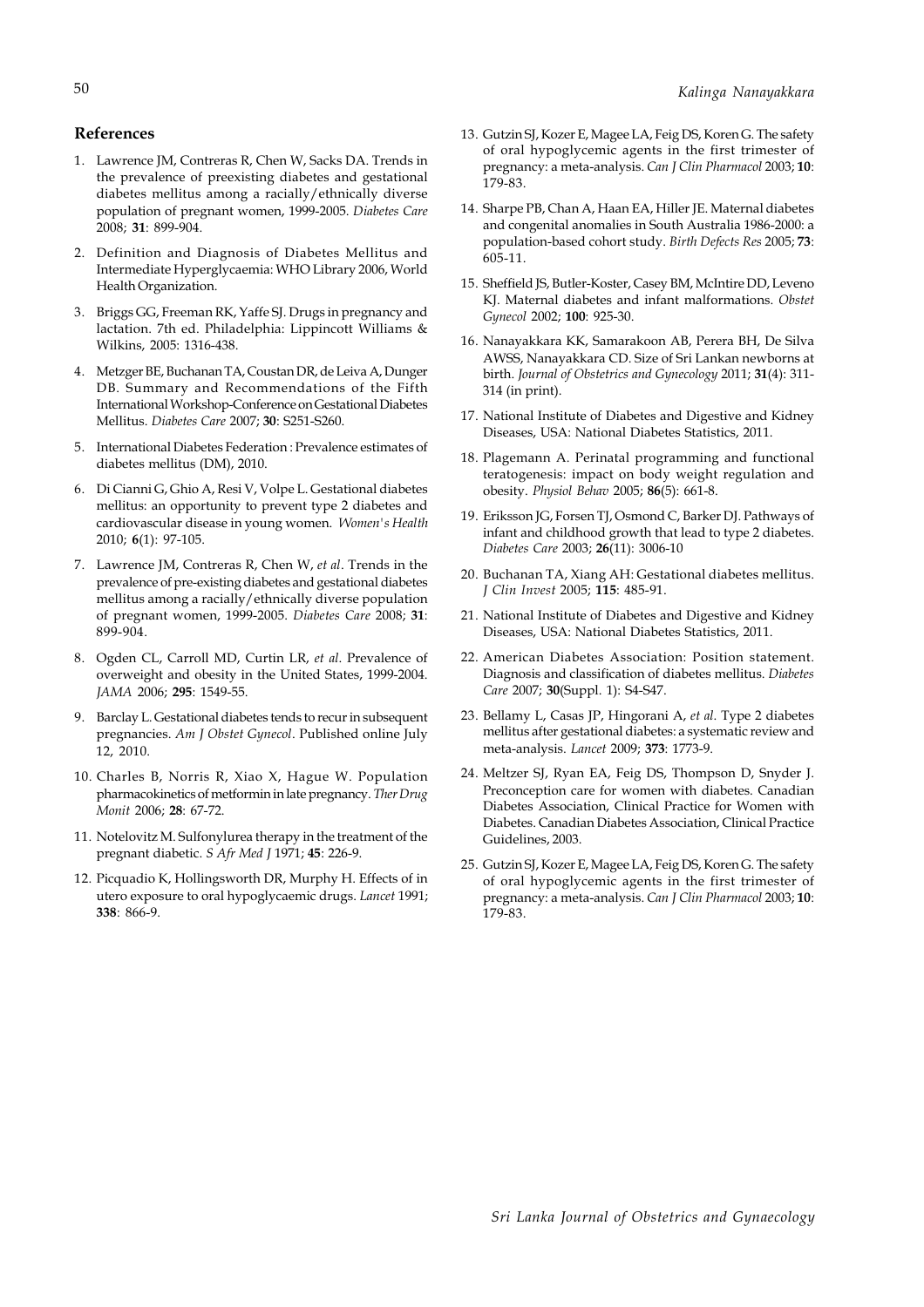## References

1. Lawrence JM, Contreras R, Chen W, Sacks DA. Trends in the prevalence of preexisting diabetes and gestational diabetes mellitus among a racially/ethnically diverse population of pregnant women, 1999-2005. *Diabetes Care* 2008; **31**: 899-904.
2. Definition and Diagnosis of Diabetes Mellitus and Intermediate Hyperglycaemia: WHO Library 2006, World Health Organization.
3. Briggs GG, Freeman RK, Yaffe SJ. Drugs in pregnancy and lactation. 7th ed. Philadelphia: Lippincott Williams & Wilkins, 2005: 1316-438.
4. Metzger BE, Buchanan TA, Coustan DR, de Leiva A, Dunger DB. Summary and Recommendations of the Fifth International Workshop-Conference on Gestational Diabetes Mellitus. *Diabetes Care* 2007; **30**: S251-S260.
5. International Diabetes Federation : Prevalence estimates of diabetes mellitus (DM), 2010.
6. Di Cianni G, Ghio A, Resi V, Volpe L. Gestational diabetes mellitus: an opportunity to prevent type 2 diabetes and cardiovascular disease in young women. *Women's Health* 2010; **6**(1): 97-105.
7. Lawrence JM, Contreras R, Chen W, *et al*. Trends in the prevalence of pre-existing diabetes and gestational diabetes mellitus among a racially/ethnically diverse population of pregnant women, 1999-2005. *Diabetes Care* 2008; **31**: 899-904.
8. Ogden CL, Carroll MD, Curtin LR, *et al*. Prevalence of overweight and obesity in the United States, 1999-2004. *JAMA* 2006; **295**: 1549-55.
9. Barclay L. Gestational diabetes tends to recur in subsequent pregnancies. *Am J Obstet Gynecol*. Published online July 12, 2010.
10. Charles B, Norris R, Xiao X, Hague W. Population pharmacokinetics of metformin in late pregnancy. *Ther Drug Monit* 2006; **28**: 67-72.
11. Notelovitz M. Sulfonylurea therapy in the treatment of the pregnant diabetic. *S Afr Med J* 1971; **45**: 226-9.
12. Picquadio K, Hollingsworth DR, Murphy H. Effects of in utero exposure to oral hypoglycaemic drugs. *Lancet* 1991; **338**: 866-9.
13. Gutzin SJ, Kozer E, Magee LA, Feig DS, Koren G. The safety of oral hypoglycemic agents in the first trimester of pregnancy: a meta-analysis. *Can J Clin Pharmacol* 2003; **10**: 179-83.
14. Sharpe PB, Chan A, Haan EA, Hiller JE. Maternal diabetes and congenital anomalies in South Australia 1986-2000: a population-based cohort study. *Birth Defects Res* 2005; **73**: 605-11.
15. Sheffield JS, Butler-Koster, Casey BM, McIntire DD, Leveno KJ. Maternal diabetes and infant malformations. *Obstet Gynecol* 2002; **100**: 925-30.
16. Nanayakkara KK, Samarakoon AB, Perera BH, De Silva AWSS, Nanayakkara CD. Size of Sri Lankan newborns at birth. *Journal of Obstetrics and Gynecology* 2011; **31**(4): 311-314 (in print).
17. National Institute of Diabetes and Digestive and Kidney Diseases, USA: National Diabetes Statistics, 2011.
18. Plagemann A. Perinatal programming and functional teratogenesis: impact on body weight regulation and obesity. *Physiol Behav* 2005; **86**(5): 661-8.
19. Eriksson JG, Forsen TJ, Osmond C, Barker DJ. Pathways of infant and childhood growth that lead to type 2 diabetes. *Diabetes Care* 2003; **26**(11): 3006-10
20. Buchanan TA, Xiang AH: Gestational diabetes mellitus. *J Clin Invest* 2005; **115**: 485-91.
21. National Institute of Diabetes and Digestive and Kidney Diseases, USA: National Diabetes Statistics, 2011.
22. American Diabetes Association: Position statement. Diagnosis and classification of diabetes mellitus. *Diabetes Care* 2007; **30**(Suppl. 1): S4-S47.
23. Bellamy L, Casas JP, Hingorani A, *et al*. Type 2 diabetes mellitus after gestational diabetes: a systematic review and meta-analysis. *Lancet* 2009; **373**: 1773-9.
24. Meltzer SJ, Ryan EA, Feig DS, Thompson D, Snyder J. Preconception care for women with diabetes. Canadian Diabetes Association, Clinical Practice for Women with Diabetes. Canadian Diabetes Association, Clinical Practice Guidelines, 2003.
25. Gutzin SJ, Kozer E, Magee LA, Feig DS, Koren G. The safety of oral hypoglycemic agents in the first trimester of pregnancy: a meta-analysis. *Can J Clin Pharmacol* 2003; **10**: 179-83.